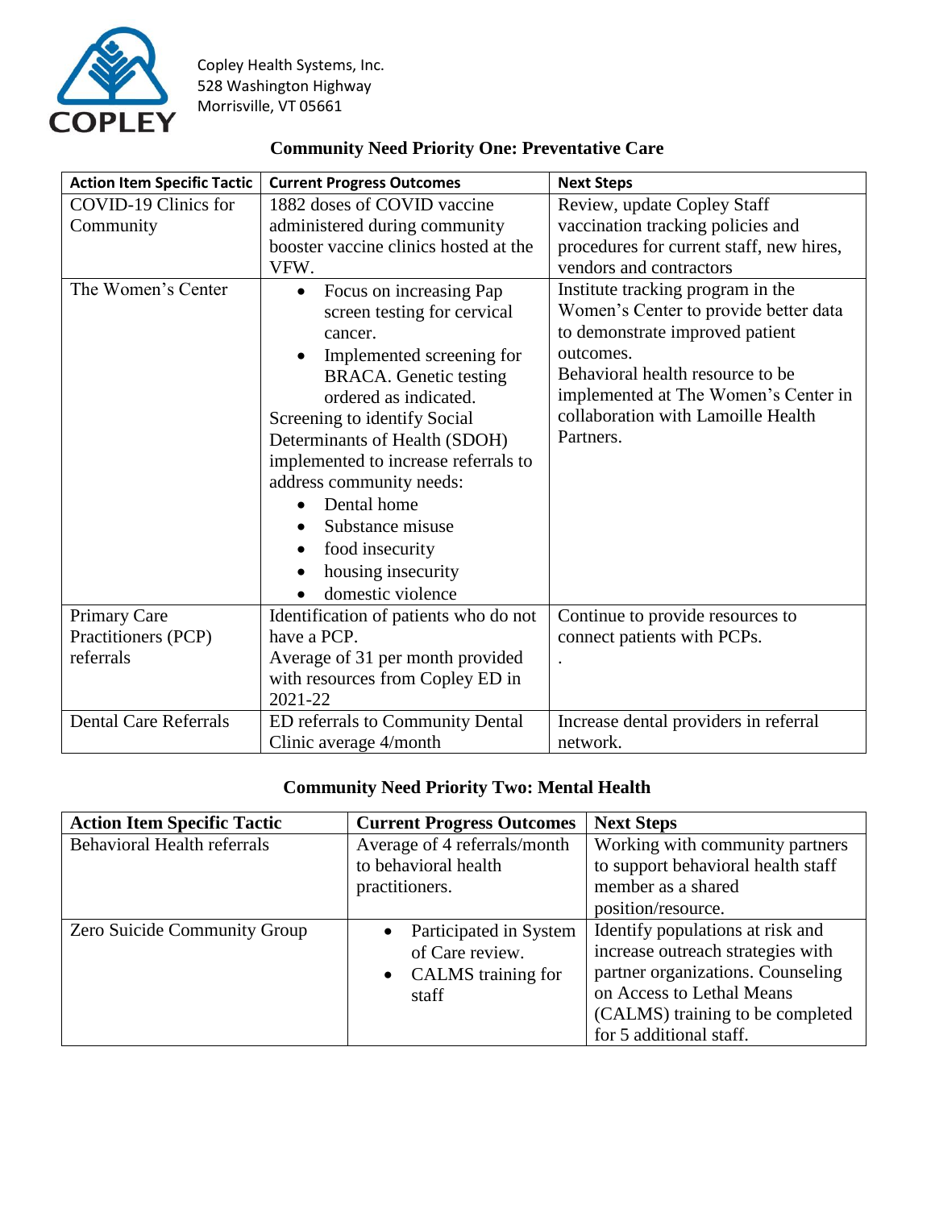Copley Health Systems, Inc.
528 Washington Highway
Morrisville, VT 05661

## Community Need Priority One: Preventative Care

| Action Item Specific Tactic | Current Progress Outcomes | Next Steps |
|---|---|---|
| COVID-19 Clinics for Community | 1882 doses of COVID vaccine administered during community booster vaccine clinics hosted at the VFW. | Review, update Copley Staff vaccination tracking policies and procedures for current staff, new hires, vendors and contractors |
| The Women's Center | • Focus on increasing Pap screen testing for cervical cancer.<br>• Implemented screening for BRACA. Genetic testing ordered as indicated.<br>Screening to identify Social Determinants of Health (SDOH) implemented to increase referrals to address community needs:<br>• Dental home<br>• Substance misuse<br>• food insecurity<br>• housing insecurity<br>• domestic violence | Institute tracking program in the Women's Center to provide better data to demonstrate improved patient outcomes.<br>Behavioral health resource to be implemented at The Women's Center in collaboration with Lamoille Health Partners. |
| Primary Care Practitioners (PCP) referrals | Identification of patients who do not have a PCP.<br>Average of 31 per month provided with resources from Copley ED in 2021-22 | Continue to provide resources to connect patients with PCPs.<br>. |
| Dental Care Referrals | ED referrals to Community Dental Clinic average 4/month | Increase dental providers in referral network. |

## Community Need Priority Two: Mental Health

| Action Item Specific Tactic | Current Progress Outcomes | Next Steps |
|---|---|---|
| Behavioral Health referrals | Average of 4 referrals/month to behavioral health practitioners. | Working with community partners to support behavioral health staff member as a shared position/resource. |
| Zero Suicide Community Group | • Participated in System of Care review.<br>• CALMS training for staff | Identify populations at risk and increase outreach strategies with partner organizations. Counseling on Access to Lethal Means (CALMS) training to be completed for 5 additional staff. |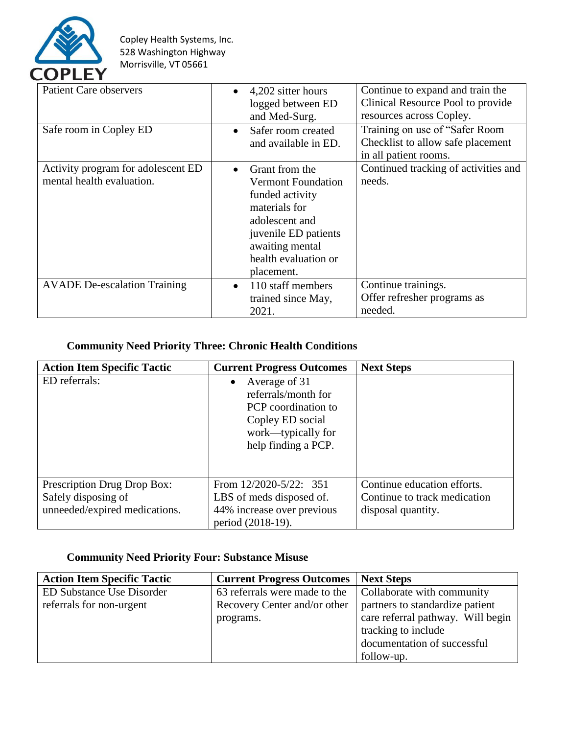| | | |
|---|---|---|
| Patient Care observers | • 4,202 sitter hours logged between ED and Med-Surg. | Continue to expand and train the Clinical Resource Pool to provide resources across Copley. |
| Safe room in Copley ED | • Safer room created and available in ED. | Training on use of "Safer Room Checklist to allow safe placement in all patient rooms. |
| Activity program for adolescent ED mental health evaluation. | • Grant from the Vermont Foundation funded activity materials for adolescent and juvenile ED patients awaiting mental health evaluation or placement. | Continued tracking of activities and needs. |
| AVADE De-escalation Training | • 110 staff members trained since May, 2021. | Continue trainings. Offer refresher programs as needed. |

**Community Need Priority Three: Chronic Health Conditions**

| Action Item Specific Tactic | Current Progress Outcomes | Next Steps |
|---|---|---|
| ED referrals: | • Average of 31 referrals/month for PCP coordination to Copley ED social work—typically for help finding a PCP. | |
| Prescription Drug Drop Box: Safely disposing of unneeded/expired medications. | From 12/2020-5/22: 351 LBS of meds disposed of. 44% increase over previous period (2018-19). | Continue education efforts. Continue to track medication disposal quantity. |

**Community Need Priority Four: Substance Misuse**

| Action Item Specific Tactic | Current Progress Outcomes | Next Steps |
|---|---|---|
| ED Substance Use Disorder referrals for non-urgent | 63 referrals were made to the Recovery Center and/or other programs. | Collaborate with community partners to standardize patient care referral pathway. Will begin tracking to include documentation of successful follow-up. |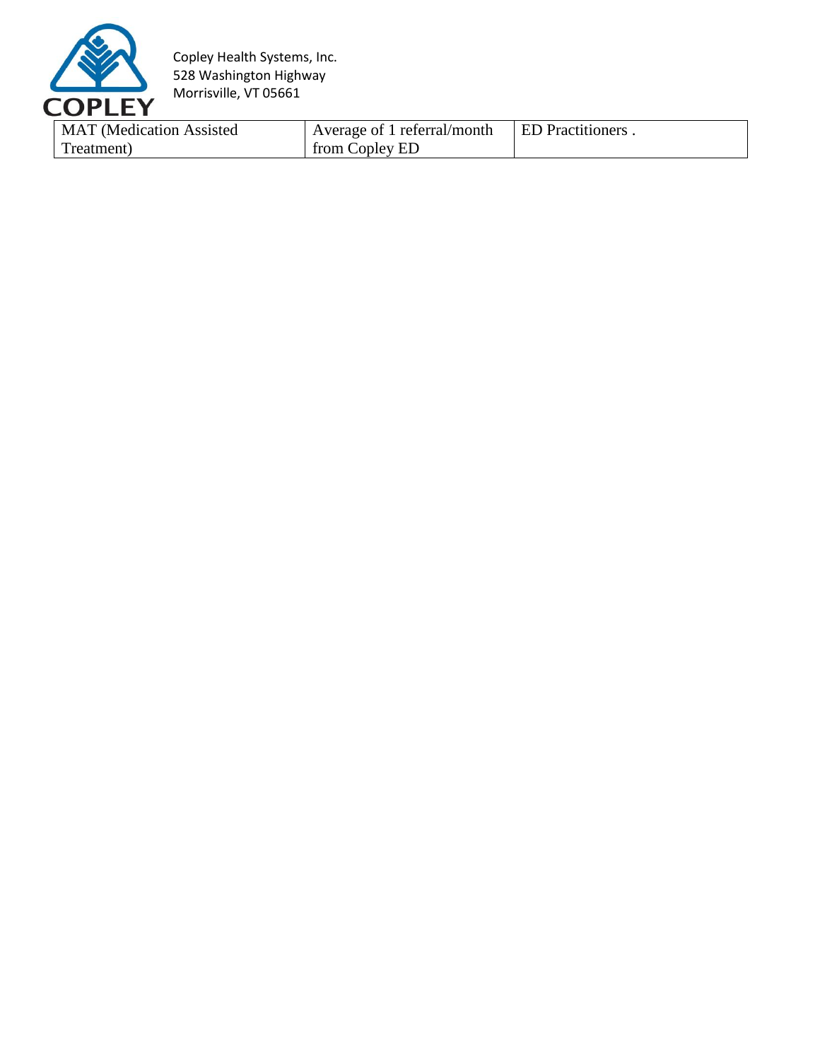Copley Health Systems, Inc.
528 Washington Highway
Morrisville, VT 05661

| | | |
|---|---|---|
| MAT (Medication Assisted Treatment) | Average of 1 referral/month from Copley ED | ED Practitioners . |